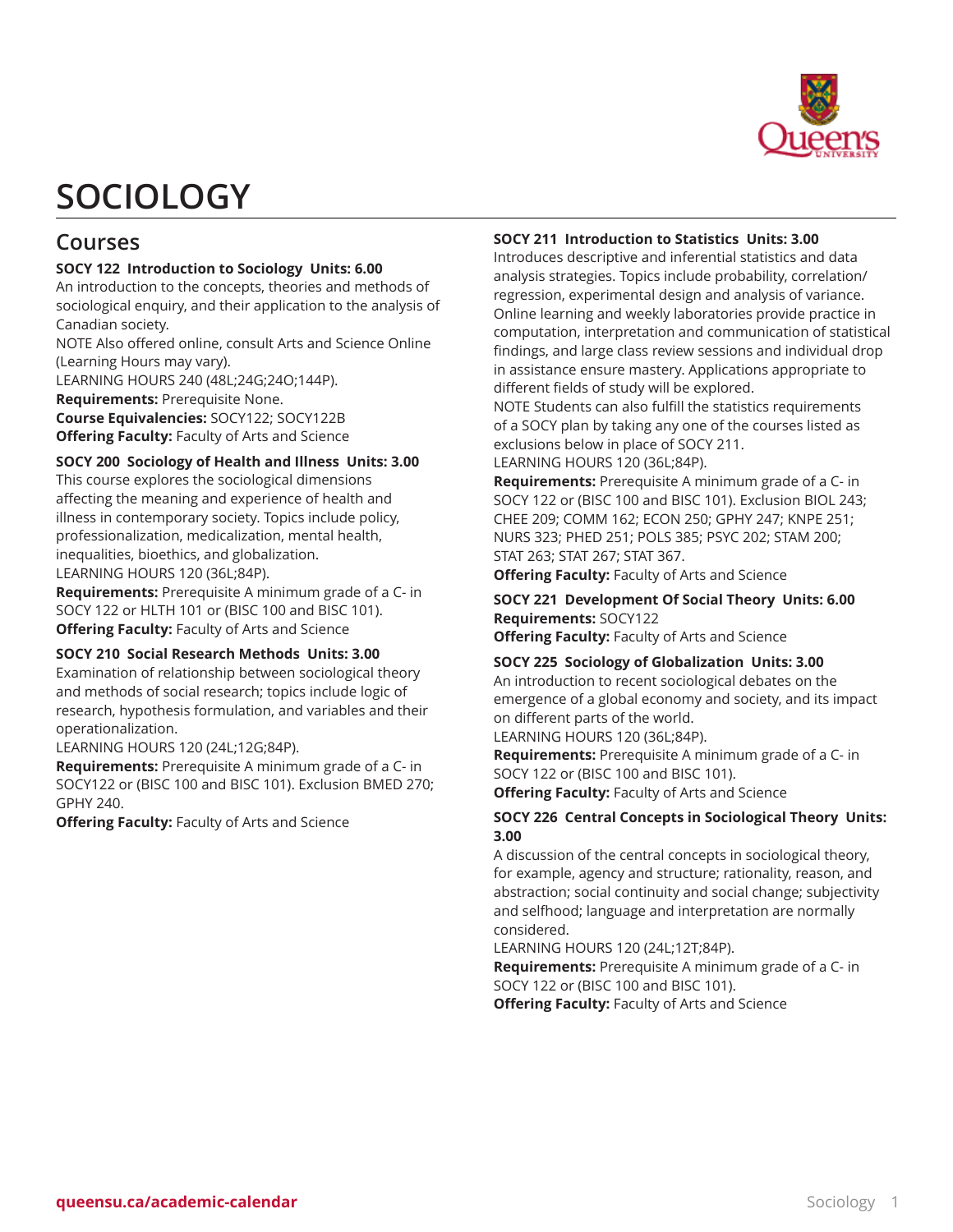# SOCIOLOGY

## Courses

**SOCY 122 Introduction to Sociology Units: 6.00**
An introduction to the concepts, theories and methods of sociological enquiry, and their application to the analysis of Canadian society.
NOTE Also offered online, consult Arts and Science Online (Learning Hours may vary).
LEARNING HOURS 240 (48L;24G;24O;144P).
**Requirements:** Prerequisite None.
**Course Equivalencies:** SOCY122; SOCY122B
**Offering Faculty:** Faculty of Arts and Science

**SOCY 200 Sociology of Health and Illness Units: 3.00**
This course explores the sociological dimensions affecting the meaning and experience of health and illness in contemporary society. Topics include policy, professionalization, medicalization, mental health, inequalities, bioethics, and globalization.
LEARNING HOURS 120 (36L;84P).
**Requirements:** Prerequisite A minimum grade of a C- in SOCY 122 or HLTH 101 or (BISC 100 and BISC 101).
**Offering Faculty:** Faculty of Arts and Science

**SOCY 210 Social Research Methods Units: 3.00**
Examination of relationship between sociological theory and methods of social research; topics include logic of research, hypothesis formulation, and variables and their operationalization.
LEARNING HOURS 120 (24L;12G;84P).
**Requirements:** Prerequisite A minimum grade of a C- in SOCY122 or (BISC 100 and BISC 101). Exclusion BMED 270; GPHY 240.
**Offering Faculty:** Faculty of Arts and Science

**SOCY 211 Introduction to Statistics Units: 3.00**
Introduces descriptive and inferential statistics and data analysis strategies. Topics include probability, correlation/regression, experimental design and analysis of variance. Online learning and weekly laboratories provide practice in computation, interpretation and communication of statistical findings, and large class review sessions and individual drop in assistance ensure mastery. Applications appropriate to different fields of study will be explored.
NOTE Students can also fulfill the statistics requirements of a SOCY plan by taking any one of the courses listed as exclusions below in place of SOCY 211.
LEARNING HOURS 120 (36L;84P).
**Requirements:** Prerequisite A minimum grade of a C- in SOCY 122 or (BISC 100 and BISC 101). Exclusion BIOL 243; CHEE 209; COMM 162; ECON 250; GPHY 247; KNPE 251; NURS 323; PHED 251; POLS 385; PSYC 202; STAM 200; STAT 263; STAT 267; STAT 367.
**Offering Faculty:** Faculty of Arts and Science

**SOCY 221 Development Of Social Theory Units: 6.00**
**Requirements:** SOCY122
**Offering Faculty:** Faculty of Arts and Science

**SOCY 225 Sociology of Globalization Units: 3.00**
An introduction to recent sociological debates on the emergence of a global economy and society, and its impact on different parts of the world.
LEARNING HOURS 120 (36L;84P).
**Requirements:** Prerequisite A minimum grade of a C- in SOCY 122 or (BISC 100 and BISC 101).
**Offering Faculty:** Faculty of Arts and Science

**SOCY 226 Central Concepts in Sociological Theory Units: 3.00**
A discussion of the central concepts in sociological theory, for example, agency and structure; rationality, reason, and abstraction; social continuity and social change; subjectivity and selfhood; language and interpretation are normally considered.
LEARNING HOURS 120 (24L;12T;84P).
**Requirements:** Prerequisite A minimum grade of a C- in SOCY 122 or (BISC 100 and BISC 101).
**Offering Faculty:** Faculty of Arts and Science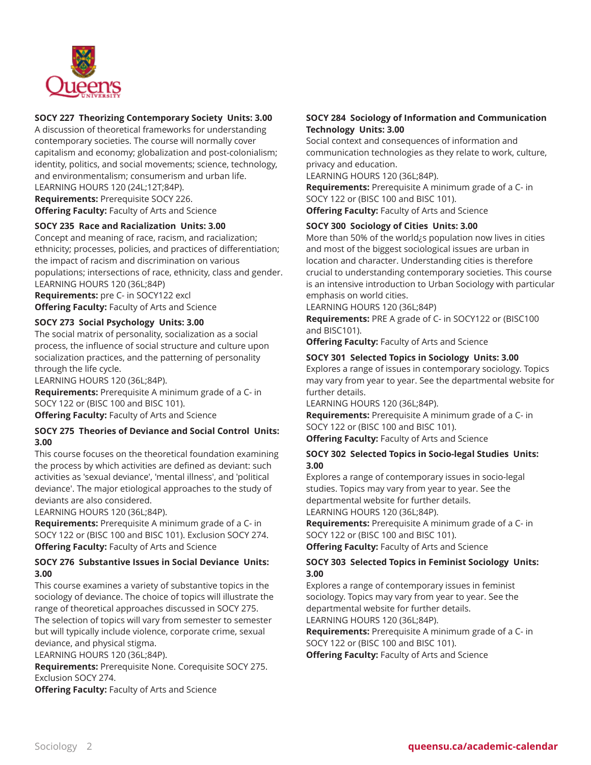### SOCY 227 Theorizing Contemporary Society Units: 3.00

A discussion of theoretical frameworks for understanding contemporary societies. The course will normally cover capitalism and economy; globalization and post-colonialism; identity, politics, and social movements; science, technology, and environmentalism; consumerism and urban life.
LEARNING HOURS 120 (24L;12T;84P).
**Requirements:** Prerequisite SOCY 226.
**Offering Faculty:** Faculty of Arts and Science

### SOCY 235 Race and Racialization Units: 3.00

Concept and meaning of race, racism, and racialization; ethnicity; processes, policies, and practices of differentiation; the impact of racism and discrimination on various populations; intersections of race, ethnicity, class and gender.
LEARNING HOURS 120 (36L;84P)
**Requirements:** pre C- in SOCY122 excl
**Offering Faculty:** Faculty of Arts and Science

### SOCY 273 Social Psychology Units: 3.00

The social matrix of personality, socialization as a social process, the influence of social structure and culture upon socialization practices, and the patterning of personality through the life cycle.
LEARNING HOURS 120 (36L;84P).
**Requirements:** Prerequisite A minimum grade of a C- in SOCY 122 or (BISC 100 and BISC 101).
**Offering Faculty:** Faculty of Arts and Science

### SOCY 275 Theories of Deviance and Social Control Units: 3.00

This course focuses on the theoretical foundation examining the process by which activities are defined as deviant: such activities as 'sexual deviance', 'mental illness', and 'political deviance'. The major etiological approaches to the study of deviants are also considered.
LEARNING HOURS 120 (36L;84P).
**Requirements:** Prerequisite A minimum grade of a C- in SOCY 122 or (BISC 100 and BISC 101). Exclusion SOCY 274.
**Offering Faculty:** Faculty of Arts and Science

### SOCY 276 Substantive Issues in Social Deviance Units: 3.00

This course examines a variety of substantive topics in the sociology of deviance. The choice of topics will illustrate the range of theoretical approaches discussed in SOCY 275. The selection of topics will vary from semester to semester but will typically include violence, corporate crime, sexual deviance, and physical stigma.
LEARNING HOURS 120 (36L;84P).
**Requirements:** Prerequisite None. Corequisite SOCY 275. Exclusion SOCY 274.
**Offering Faculty:** Faculty of Arts and Science

### SOCY 284 Sociology of Information and Communication Technology Units: 3.00

Social context and consequences of information and communication technologies as they relate to work, culture, privacy and education.
LEARNING HOURS 120 (36L;84P).
**Requirements:** Prerequisite A minimum grade of a C- in SOCY 122 or (BISC 100 and BISC 101).
**Offering Faculty:** Faculty of Arts and Science

### SOCY 300 Sociology of Cities Units: 3.00

More than 50% of the world¿s population now lives in cities and most of the biggest sociological issues are urban in location and character. Understanding cities is therefore crucial to understanding contemporary societies. This course is an intensive introduction to Urban Sociology with particular emphasis on world cities.
LEARNING HOURS 120 (36L;84P)
**Requirements:** PRE A grade of C- in SOCY122 or (BISC100 and BISC101).
**Offering Faculty:** Faculty of Arts and Science

### SOCY 301 Selected Topics in Sociology Units: 3.00

Explores a range of issues in contemporary sociology. Topics may vary from year to year. See the departmental website for further details.
LEARNING HOURS 120 (36L;84P).
**Requirements:** Prerequisite A minimum grade of a C- in SOCY 122 or (BISC 100 and BISC 101).
**Offering Faculty:** Faculty of Arts and Science

### SOCY 302 Selected Topics in Socio-legal Studies Units: 3.00

Explores a range of contemporary issues in socio-legal studies. Topics may vary from year to year. See the departmental website for further details.
LEARNING HOURS 120 (36L;84P).
**Requirements:** Prerequisite A minimum grade of a C- in SOCY 122 or (BISC 100 and BISC 101).
**Offering Faculty:** Faculty of Arts and Science

### SOCY 303 Selected Topics in Feminist Sociology Units: 3.00

Explores a range of contemporary issues in feminist sociology. Topics may vary from year to year. See the departmental website for further details.
LEARNING HOURS 120 (36L;84P).
**Requirements:** Prerequisite A minimum grade of a C- in SOCY 122 or (BISC 100 and BISC 101).
**Offering Faculty:** Faculty of Arts and Science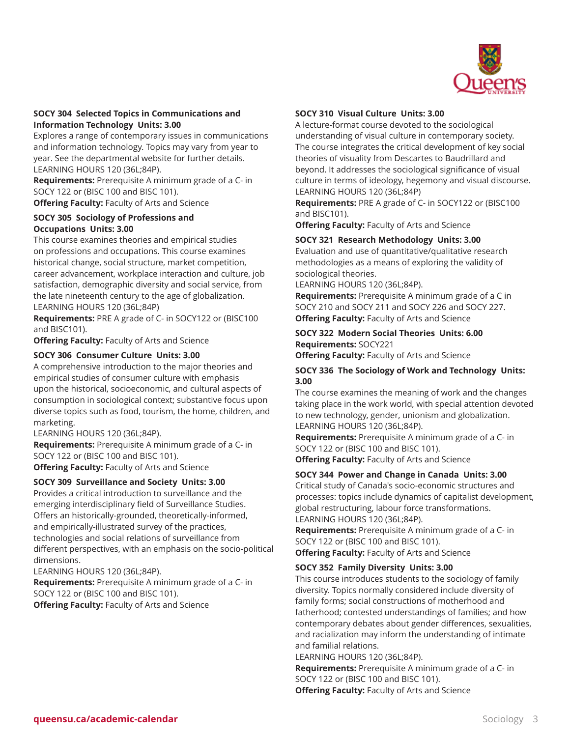### SOCY 304 Selected Topics in Communications and Information Technology Units: 3.00

Explores a range of contemporary issues in communications and information technology. Topics may vary from year to year. See the departmental website for further details.
LEARNING HOURS 120 (36L;84P).

**Requirements:** Prerequisite A minimum grade of a C- in SOCY 122 or (BISC 100 and BISC 101).

**Offering Faculty:** Faculty of Arts and Science

### SOCY 305 Sociology of Professions and Occupations Units: 3.00

This course examines theories and empirical studies on professions and occupations. This course examines historical change, social structure, market competition, career advancement, workplace interaction and culture, job satisfaction, demographic diversity and social service, from the late nineteenth century to the age of globalization.
LEARNING HOURS 120 (36L;84P)

**Requirements:** PRE A grade of C- in SOCY122 or (BISC100 and BISC101).

**Offering Faculty:** Faculty of Arts and Science

### SOCY 306 Consumer Culture Units: 3.00

A comprehensive introduction to the major theories and empirical studies of consumer culture with emphasis upon the historical, socioeconomic, and cultural aspects of consumption in sociological context; substantive focus upon diverse topics such as food, tourism, the home, children, and marketing.
LEARNING HOURS 120 (36L;84P).

**Requirements:** Prerequisite A minimum grade of a C- in SOCY 122 or (BISC 100 and BISC 101).

**Offering Faculty:** Faculty of Arts and Science

### SOCY 309 Surveillance and Society Units: 3.00

Provides a critical introduction to surveillance and the emerging interdisciplinary field of Surveillance Studies. Offers an historically-grounded, theoretically-informed, and empirically-illustrated survey of the practices, technologies and social relations of surveillance from different perspectives, with an emphasis on the socio-political dimensions.
LEARNING HOURS 120 (36L;84P).

**Requirements:** Prerequisite A minimum grade of a C- in SOCY 122 or (BISC 100 and BISC 101).

**Offering Faculty:** Faculty of Arts and Science

### SOCY 310 Visual Culture Units: 3.00

A lecture-format course devoted to the sociological understanding of visual culture in contemporary society. The course integrates the critical development of key social theories of visuality from Descartes to Baudrillard and beyond. It addresses the sociological significance of visual culture in terms of ideology, hegemony and visual discourse.
LEARNING HOURS 120 (36L;84P)

**Requirements:** PRE A grade of C- in SOCY122 or (BISC100 and BISC101).

**Offering Faculty:** Faculty of Arts and Science

### SOCY 321 Research Methodology Units: 3.00

Evaluation and use of quantitative/qualitative research methodologies as a means of exploring the validity of sociological theories.
LEARNING HOURS 120 (36L;84P).

**Requirements:** Prerequisite A minimum grade of a C in SOCY 210 and SOCY 211 and SOCY 226 and SOCY 227.

**Offering Faculty:** Faculty of Arts and Science

### SOCY 322 Modern Social Theories Units: 6.00

**Requirements:** SOCY221

**Offering Faculty:** Faculty of Arts and Science

### SOCY 336 The Sociology of Work and Technology Units: 3.00

The course examines the meaning of work and the changes taking place in the work world, with special attention devoted to new technology, gender, unionism and globalization.
LEARNING HOURS 120 (36L;84P).

**Requirements:** Prerequisite A minimum grade of a C- in SOCY 122 or (BISC 100 and BISC 101).

**Offering Faculty:** Faculty of Arts and Science

### SOCY 344 Power and Change in Canada Units: 3.00

Critical study of Canada's socio-economic structures and processes: topics include dynamics of capitalist development, global restructuring, labour force transformations.
LEARNING HOURS 120 (36L;84P).

**Requirements:** Prerequisite A minimum grade of a C- in SOCY 122 or (BISC 100 and BISC 101).

**Offering Faculty:** Faculty of Arts and Science

### SOCY 352 Family Diversity Units: 3.00

This course introduces students to the sociology of family diversity. Topics normally considered include diversity of family forms; social constructions of motherhood and fatherhood; contested understandings of families; and how contemporary debates about gender differences, sexualities, and racialization may inform the understanding of intimate and familial relations.
LEARNING HOURS 120 (36L;84P).

**Requirements:** Prerequisite A minimum grade of a C- in SOCY 122 or (BISC 100 and BISC 101).

**Offering Faculty:** Faculty of Arts and Science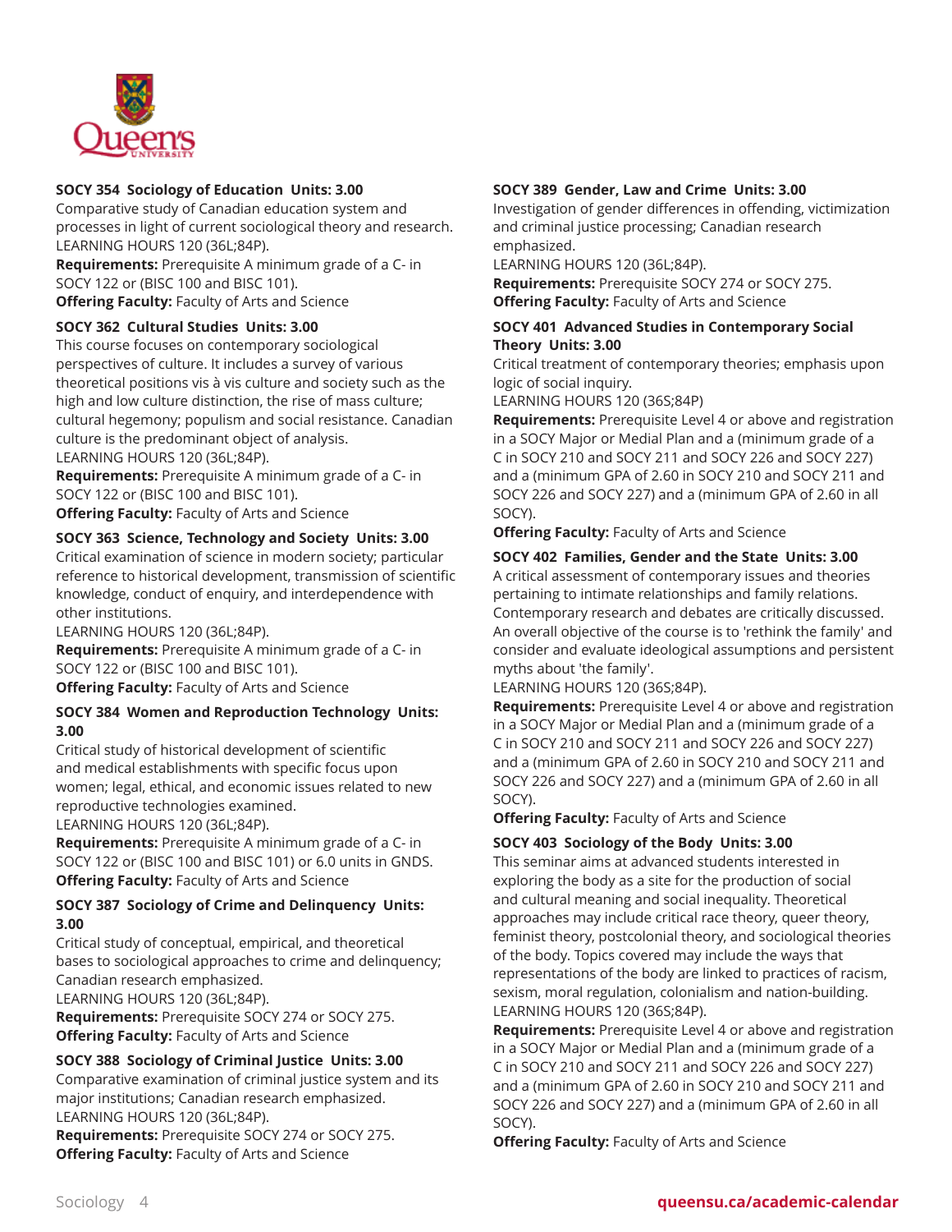**SOCY 354 Sociology of Education Units: 3.00**
Comparative study of Canadian education system and processes in light of current sociological theory and research.
LEARNING HOURS 120 (36L;84P).
**Requirements:** Prerequisite A minimum grade of a C- in SOCY 122 or (BISC 100 and BISC 101).
**Offering Faculty:** Faculty of Arts and Science

**SOCY 362 Cultural Studies Units: 3.00**
This course focuses on contemporary sociological perspectives of culture. It includes a survey of various theoretical positions vis à vis culture and society such as the high and low culture distinction, the rise of mass culture; cultural hegemony; populism and social resistance. Canadian culture is the predominant object of analysis.
LEARNING HOURS 120 (36L;84P).
**Requirements:** Prerequisite A minimum grade of a C- in SOCY 122 or (BISC 100 and BISC 101).
**Offering Faculty:** Faculty of Arts and Science

**SOCY 363 Science, Technology and Society Units: 3.00**
Critical examination of science in modern society; particular reference to historical development, transmission of scientific knowledge, conduct of enquiry, and interdependence with other institutions.
LEARNING HOURS 120 (36L;84P).
**Requirements:** Prerequisite A minimum grade of a C- in SOCY 122 or (BISC 100 and BISC 101).
**Offering Faculty:** Faculty of Arts and Science

**SOCY 384 Women and Reproduction Technology Units: 3.00**
Critical study of historical development of scientific and medical establishments with specific focus upon women; legal, ethical, and economic issues related to new reproductive technologies examined.
LEARNING HOURS 120 (36L;84P).
**Requirements:** Prerequisite A minimum grade of a C- in SOCY 122 or (BISC 100 and BISC 101) or 6.0 units in GNDS.
**Offering Faculty:** Faculty of Arts and Science

**SOCY 387 Sociology of Crime and Delinquency Units: 3.00**
Critical study of conceptual, empirical, and theoretical bases to sociological approaches to crime and delinquency; Canadian research emphasized.
LEARNING HOURS 120 (36L;84P).
**Requirements:** Prerequisite SOCY 274 or SOCY 275.
**Offering Faculty:** Faculty of Arts and Science

**SOCY 388 Sociology of Criminal Justice Units: 3.00**
Comparative examination of criminal justice system and its major institutions; Canadian research emphasized.
LEARNING HOURS 120 (36L;84P).
**Requirements:** Prerequisite SOCY 274 or SOCY 275.
**Offering Faculty:** Faculty of Arts and Science

**SOCY 389 Gender, Law and Crime Units: 3.00**
Investigation of gender differences in offending, victimization and criminal justice processing; Canadian research emphasized.
LEARNING HOURS 120 (36L;84P).
**Requirements:** Prerequisite SOCY 274 or SOCY 275.
**Offering Faculty:** Faculty of Arts and Science

**SOCY 401 Advanced Studies in Contemporary Social Theory Units: 3.00**
Critical treatment of contemporary theories; emphasis upon logic of social inquiry.
LEARNING HOURS 120 (36S;84P)
**Requirements:** Prerequisite Level 4 or above and registration in a SOCY Major or Medial Plan and a (minimum grade of a C in SOCY 210 and SOCY 211 and SOCY 226 and SOCY 227) and a (minimum GPA of 2.60 in SOCY 210 and SOCY 211 and SOCY 226 and SOCY 227) and a (minimum GPA of 2.60 in all SOCY).
**Offering Faculty:** Faculty of Arts and Science

**SOCY 402 Families, Gender and the State Units: 3.00**
A critical assessment of contemporary issues and theories pertaining to intimate relationships and family relations. Contemporary research and debates are critically discussed. An overall objective of the course is to 'rethink the family' and consider and evaluate ideological assumptions and persistent myths about 'the family'.
LEARNING HOURS 120 (36S;84P).
**Requirements:** Prerequisite Level 4 or above and registration in a SOCY Major or Medial Plan and a (minimum grade of a C in SOCY 210 and SOCY 211 and SOCY 226 and SOCY 227) and a (minimum GPA of 2.60 in SOCY 210 and SOCY 211 and SOCY 226 and SOCY 227) and a (minimum GPA of 2.60 in all SOCY).
**Offering Faculty:** Faculty of Arts and Science

**SOCY 403 Sociology of the Body Units: 3.00**
This seminar aims at advanced students interested in exploring the body as a site for the production of social and cultural meaning and social inequality. Theoretical approaches may include critical race theory, queer theory, feminist theory, postcolonial theory, and sociological theories of the body. Topics covered may include the ways that representations of the body are linked to practices of racism, sexism, moral regulation, colonialism and nation-building.
LEARNING HOURS 120 (36S;84P).
**Requirements:** Prerequisite Level 4 or above and registration in a SOCY Major or Medial Plan and a (minimum grade of a C in SOCY 210 and SOCY 211 and SOCY 226 and SOCY 227) and a (minimum GPA of 2.60 in SOCY 210 and SOCY 211 and SOCY 226 and SOCY 227) and a (minimum GPA of 2.60 in all SOCY).
**Offering Faculty:** Faculty of Arts and Science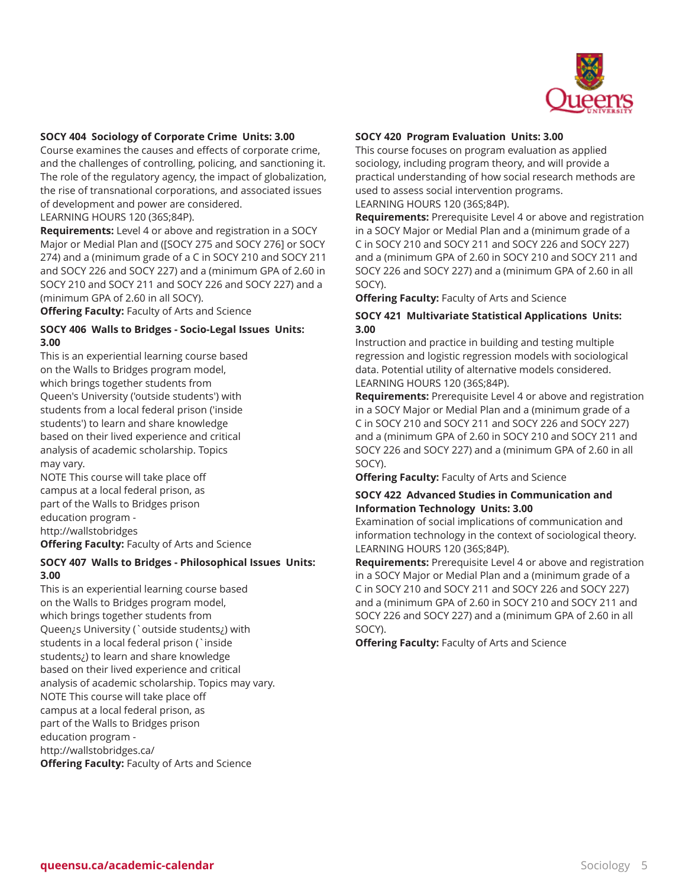**SOCY 404 Sociology of Corporate Crime Units: 3.00**
Course examines the causes and effects of corporate crime, and the challenges of controlling, policing, and sanctioning it. The role of the regulatory agency, the impact of globalization, the rise of transnational corporations, and associated issues of development and power are considered.
LEARNING HOURS 120 (36S;84P).
**Requirements:** Level 4 or above and registration in a SOCY Major or Medial Plan and ([SOCY 275 and SOCY 276] or SOCY 274) and a (minimum grade of a C in SOCY 210 and SOCY 211 and SOCY 226 and SOCY 227) and a (minimum GPA of 2.60 in SOCY 210 and SOCY 211 and SOCY 226 and SOCY 227) and a (minimum GPA of 2.60 in all SOCY).
**Offering Faculty:** Faculty of Arts and Science

**SOCY 406 Walls to Bridges - Socio-Legal Issues Units: 3.00**
This is an experiential learning course based on the Walls to Bridges program model, which brings together students from Queen's University ('outside students') with students from a local federal prison ('inside students') to learn and share knowledge based on their lived experience and critical analysis of academic scholarship. Topics may vary.
NOTE This course will take place off campus at a local federal prison, as part of the Walls to Bridges prison education program - http://wallstobridges
**Offering Faculty:** Faculty of Arts and Science

**SOCY 407 Walls to Bridges - Philosophical Issues Units: 3.00**
This is an experiential learning course based on the Walls to Bridges program model, which brings together students from Queen¿s University (`outside students¿) with students in a local federal prison (`inside students¿) to learn and share knowledge based on their lived experience and critical analysis of academic scholarship. Topics may vary.
NOTE This course will take place off campus at a local federal prison, as part of the Walls to Bridges prison education program - http://wallstobridges.ca/
**Offering Faculty:** Faculty of Arts and Science

**SOCY 420 Program Evaluation Units: 3.00**
This course focuses on program evaluation as applied sociology, including program theory, and will provide a practical understanding of how social research methods are used to assess social intervention programs.
LEARNING HOURS 120 (36S;84P).
**Requirements:** Prerequisite Level 4 or above and registration in a SOCY Major or Medial Plan and a (minimum grade of a C in SOCY 210 and SOCY 211 and SOCY 226 and SOCY 227) and a (minimum GPA of 2.60 in SOCY 210 and SOCY 211 and SOCY 226 and SOCY 227) and a (minimum GPA of 2.60 in all SOCY).
**Offering Faculty:** Faculty of Arts and Science

**SOCY 421 Multivariate Statistical Applications Units: 3.00**
Instruction and practice in building and testing multiple regression and logistic regression models with sociological data. Potential utility of alternative models considered.
LEARNING HOURS 120 (36S;84P).
**Requirements:** Prerequisite Level 4 or above and registration in a SOCY Major or Medial Plan and a (minimum grade of a C in SOCY 210 and SOCY 211 and SOCY 226 and SOCY 227) and a (minimum GPA of 2.60 in SOCY 210 and SOCY 211 and SOCY 226 and SOCY 227) and a (minimum GPA of 2.60 in all SOCY).
**Offering Faculty:** Faculty of Arts and Science

**SOCY 422 Advanced Studies in Communication and Information Technology Units: 3.00**
Examination of social implications of communication and information technology in the context of sociological theory.
LEARNING HOURS 120 (36S;84P).
**Requirements:** Prerequisite Level 4 or above and registration in a SOCY Major or Medial Plan and a (minimum grade of a C in SOCY 210 and SOCY 211 and SOCY 226 and SOCY 227) and a (minimum GPA of 2.60 in SOCY 210 and SOCY 211 and SOCY 226 and SOCY 227) and a (minimum GPA of 2.60 in all SOCY).
**Offering Faculty:** Faculty of Arts and Science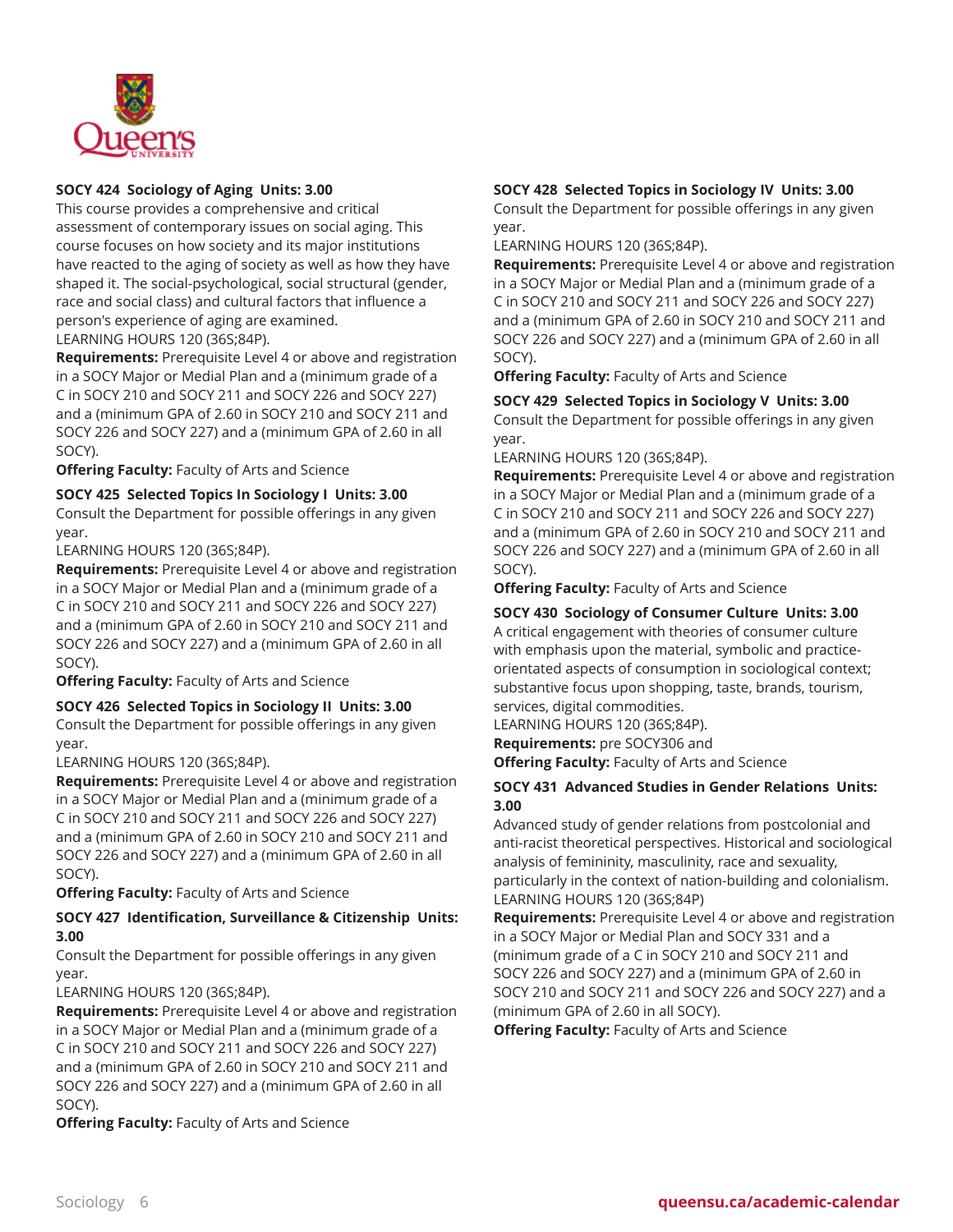**SOCY 424 Sociology of Aging Units: 3.00**
This course provides a comprehensive and critical assessment of contemporary issues on social aging. This course focuses on how society and its major institutions have reacted to the aging of society as well as how they have shaped it. The social-psychological, social structural (gender, race and social class) and cultural factors that influence a person's experience of aging are examined.
LEARNING HOURS 120 (36S;84P).
**Requirements:** Prerequisite Level 4 or above and registration in a SOCY Major or Medial Plan and a (minimum grade of a C in SOCY 210 and SOCY 211 and SOCY 226 and SOCY 227) and a (minimum GPA of 2.60 in SOCY 210 and SOCY 211 and SOCY 226 and SOCY 227) and a (minimum GPA of 2.60 in all SOCY).
**Offering Faculty:** Faculty of Arts and Science

**SOCY 425 Selected Topics In Sociology I Units: 3.00**
Consult the Department for possible offerings in any given year.
LEARNING HOURS 120 (36S;84P).
**Requirements:** Prerequisite Level 4 or above and registration in a SOCY Major or Medial Plan and a (minimum grade of a C in SOCY 210 and SOCY 211 and SOCY 226 and SOCY 227) and a (minimum GPA of 2.60 in SOCY 210 and SOCY 211 and SOCY 226 and SOCY 227) and a (minimum GPA of 2.60 in all SOCY).
**Offering Faculty:** Faculty of Arts and Science

**SOCY 426 Selected Topics in Sociology II Units: 3.00**
Consult the Department for possible offerings in any given year.
LEARNING HOURS 120 (36S;84P).
**Requirements:** Prerequisite Level 4 or above and registration in a SOCY Major or Medial Plan and a (minimum grade of a C in SOCY 210 and SOCY 211 and SOCY 226 and SOCY 227) and a (minimum GPA of 2.60 in SOCY 210 and SOCY 211 and SOCY 226 and SOCY 227) and a (minimum GPA of 2.60 in all SOCY).
**Offering Faculty:** Faculty of Arts and Science

**SOCY 427 Identification, Surveillance & Citizenship Units: 3.00**
Consult the Department for possible offerings in any given year.
LEARNING HOURS 120 (36S;84P).
**Requirements:** Prerequisite Level 4 or above and registration in a SOCY Major or Medial Plan and a (minimum grade of a C in SOCY 210 and SOCY 211 and SOCY 226 and SOCY 227) and a (minimum GPA of 2.60 in SOCY 210 and SOCY 211 and SOCY 226 and SOCY 227) and a (minimum GPA of 2.60 in all SOCY).
**Offering Faculty:** Faculty of Arts and Science

**SOCY 428 Selected Topics in Sociology IV Units: 3.00**
Consult the Department for possible offerings in any given year.
LEARNING HOURS 120 (36S;84P).
**Requirements:** Prerequisite Level 4 or above and registration in a SOCY Major or Medial Plan and a (minimum grade of a C in SOCY 210 and SOCY 211 and SOCY 226 and SOCY 227) and a (minimum GPA of 2.60 in SOCY 210 and SOCY 211 and SOCY 226 and SOCY 227) and a (minimum GPA of 2.60 in all SOCY).
**Offering Faculty:** Faculty of Arts and Science

**SOCY 429 Selected Topics in Sociology V Units: 3.00**
Consult the Department for possible offerings in any given year.
LEARNING HOURS 120 (36S;84P).
**Requirements:** Prerequisite Level 4 or above and registration in a SOCY Major or Medial Plan and a (minimum grade of a C in SOCY 210 and SOCY 211 and SOCY 226 and SOCY 227) and a (minimum GPA of 2.60 in SOCY 210 and SOCY 211 and SOCY 226 and SOCY 227) and a (minimum GPA of 2.60 in all SOCY).
**Offering Faculty:** Faculty of Arts and Science

**SOCY 430 Sociology of Consumer Culture Units: 3.00**
A critical engagement with theories of consumer culture with emphasis upon the material, symbolic and practice-orientated aspects of consumption in sociological context; substantive focus upon shopping, taste, brands, tourism, services, digital commodities.
LEARNING HOURS 120 (36S;84P).
**Requirements:** pre SOCY306 and
**Offering Faculty:** Faculty of Arts and Science

**SOCY 431 Advanced Studies in Gender Relations Units: 3.00**
Advanced study of gender relations from postcolonial and anti-racist theoretical perspectives. Historical and sociological analysis of femininity, masculinity, race and sexuality, particularly in the context of nation-building and colonialism.
LEARNING HOURS 120 (36S;84P)
**Requirements:** Prerequisite Level 4 or above and registration in a SOCY Major or Medial Plan and SOCY 331 and a (minimum grade of a C in SOCY 210 and SOCY 211 and SOCY 226 and SOCY 227) and a (minimum GPA of 2.60 in SOCY 210 and SOCY 211 and SOCY 226 and SOCY 227) and a (minimum GPA of 2.60 in all SOCY).
**Offering Faculty:** Faculty of Arts and Science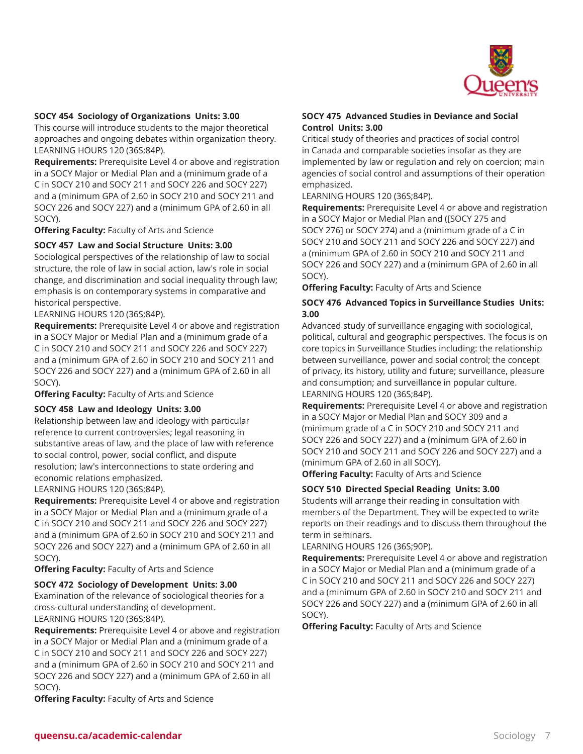**SOCY 454 Sociology of Organizations Units: 3.00**
This course will introduce students to the major theoretical approaches and ongoing debates within organization theory.
LEARNING HOURS 120 (36S;84P).
**Requirements:** Prerequisite Level 4 or above and registration in a SOCY Major or Medial Plan and a (minimum grade of a C in SOCY 210 and SOCY 211 and SOCY 226 and SOCY 227) and a (minimum GPA of 2.60 in SOCY 210 and SOCY 211 and SOCY 226 and SOCY 227) and a (minimum GPA of 2.60 in all SOCY).
**Offering Faculty:** Faculty of Arts and Science

**SOCY 457 Law and Social Structure Units: 3.00**
Sociological perspectives of the relationship of law to social structure, the role of law in social action, law's role in social change, and discrimination and social inequality through law; emphasis is on contemporary systems in comparative and historical perspective.
LEARNING HOURS 120 (36S;84P).
**Requirements:** Prerequisite Level 4 or above and registration in a SOCY Major or Medial Plan and a (minimum grade of a C in SOCY 210 and SOCY 211 and SOCY 226 and SOCY 227) and a (minimum GPA of 2.60 in SOCY 210 and SOCY 211 and SOCY 226 and SOCY 227) and a (minimum GPA of 2.60 in all SOCY).
**Offering Faculty:** Faculty of Arts and Science

**SOCY 458 Law and Ideology Units: 3.00**
Relationship between law and ideology with particular reference to current controversies; legal reasoning in substantive areas of law, and the place of law with reference to social control, power, social conflict, and dispute resolution; law's interconnections to state ordering and economic relations emphasized.
LEARNING HOURS 120 (36S;84P).
**Requirements:** Prerequisite Level 4 or above and registration in a SOCY Major or Medial Plan and a (minimum grade of a C in SOCY 210 and SOCY 211 and SOCY 226 and SOCY 227) and a (minimum GPA of 2.60 in SOCY 210 and SOCY 211 and SOCY 226 and SOCY 227) and a (minimum GPA of 2.60 in all SOCY).
**Offering Faculty:** Faculty of Arts and Science

**SOCY 472 Sociology of Development Units: 3.00**
Examination of the relevance of sociological theories for a cross-cultural understanding of development.
LEARNING HOURS 120 (36S;84P).
**Requirements:** Prerequisite Level 4 or above and registration in a SOCY Major or Medial Plan and a (minimum grade of a C in SOCY 210 and SOCY 211 and SOCY 226 and SOCY 227) and a (minimum GPA of 2.60 in SOCY 210 and SOCY 211 and SOCY 226 and SOCY 227) and a (minimum GPA of 2.60 in all SOCY).
**Offering Faculty:** Faculty of Arts and Science

**SOCY 475 Advanced Studies in Deviance and Social Control Units: 3.00**
Critical study of theories and practices of social control in Canada and comparable societies insofar as they are implemented by law or regulation and rely on coercion; main agencies of social control and assumptions of their operation emphasized.
LEARNING HOURS 120 (36S;84P).
**Requirements:** Prerequisite Level 4 or above and registration in a SOCY Major or Medial Plan and ([SOCY 275 and SOCY 276] or SOCY 274) and a (minimum grade of a C in SOCY 210 and SOCY 211 and SOCY 226 and SOCY 227) and a (minimum GPA of 2.60 in SOCY 210 and SOCY 211 and SOCY 226 and SOCY 227) and a (minimum GPA of 2.60 in all SOCY).
**Offering Faculty:** Faculty of Arts and Science

**SOCY 476 Advanced Topics in Surveillance Studies Units: 3.00**
Advanced study of surveillance engaging with sociological, political, cultural and geographic perspectives. The focus is on core topics in Surveillance Studies including: the relationship between surveillance, power and social control; the concept of privacy, its history, utility and future; surveillance, pleasure and consumption; and surveillance in popular culture.
LEARNING HOURS 120 (36S;84P).
**Requirements:** Prerequisite Level 4 or above and registration in a SOCY Major or Medial Plan and SOCY 309 and a (minimum grade of a C in SOCY 210 and SOCY 211 and SOCY 226 and SOCY 227) and a (minimum GPA of 2.60 in SOCY 210 and SOCY 211 and SOCY 226 and SOCY 227) and a (minimum GPA of 2.60 in all SOCY).
**Offering Faculty:** Faculty of Arts and Science

**SOCY 510 Directed Special Reading Units: 3.00**
Students will arrange their reading in consultation with members of the Department. They will be expected to write reports on their readings and to discuss them throughout the term in seminars.
LEARNING HOURS 126 (36S;90P).
**Requirements:** Prerequisite Level 4 or above and registration in a SOCY Major or Medial Plan and a (minimum grade of a C in SOCY 210 and SOCY 226 and SOCY 227) and a (minimum GPA of 2.60 in SOCY 210 and SOCY 211 and SOCY 226 and SOCY 227) and a (minimum GPA of 2.60 in all SOCY).
**Offering Faculty:** Faculty of Arts and Science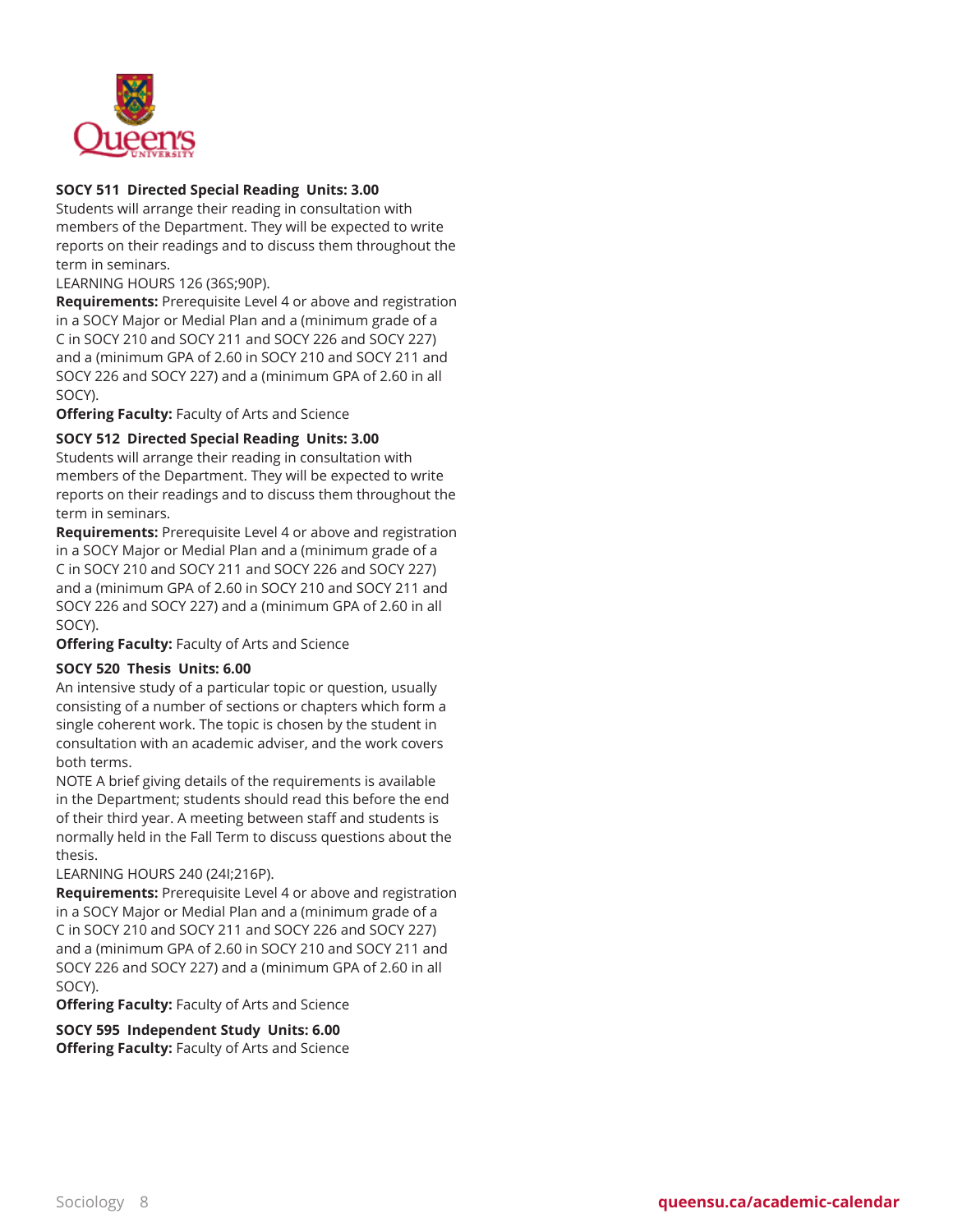**SOCY 511 Directed Special Reading Units: 3.00**
Students will arrange their reading in consultation with members of the Department. They will be expected to write reports on their readings and to discuss them throughout the term in seminars.
LEARNING HOURS 126 (36S;90P).
**Requirements:** Prerequisite Level 4 or above and registration in a SOCY Major or Medial Plan and a (minimum grade of a C in SOCY 210 and SOCY 211 and SOCY 226 and SOCY 227) and a (minimum GPA of 2.60 in SOCY 210 and SOCY 211 and SOCY 226 and SOCY 227) and a (minimum GPA of 2.60 in all SOCY).
**Offering Faculty:** Faculty of Arts and Science

**SOCY 512 Directed Special Reading Units: 3.00**
Students will arrange their reading in consultation with members of the Department. They will be expected to write reports on their readings and to discuss them throughout the term in seminars.
**Requirements:** Prerequisite Level 4 or above and registration in a SOCY Major or Medial Plan and a (minimum grade of a C in SOCY 210 and SOCY 211 and SOCY 226 and SOCY 227) and a (minimum GPA of 2.60 in SOCY 210 and SOCY 211 and SOCY 226 and SOCY 227) and a (minimum GPA of 2.60 in all SOCY).
**Offering Faculty:** Faculty of Arts and Science

**SOCY 520 Thesis Units: 6.00**
An intensive study of a particular topic or question, usually consisting of a number of sections or chapters which form a single coherent work. The topic is chosen by the student in consultation with an academic adviser, and the work covers both terms.
NOTE A brief giving details of the requirements is available in the Department; students should read this before the end of their third year. A meeting between staff and students is normally held in the Fall Term to discuss questions about the thesis.
LEARNING HOURS 240 (24I;216P).
**Requirements:** Prerequisite Level 4 or above and registration in a SOCY Major or Medial Plan and a (minimum grade of a C in SOCY 210 and SOCY 211 and SOCY 226 and SOCY 227) and a (minimum GPA of 2.60 in SOCY 210 and SOCY 211 and SOCY 226 and SOCY 227) and a (minimum GPA of 2.60 in all SOCY).
**Offering Faculty:** Faculty of Arts and Science

**SOCY 595 Independent Study Units: 6.00**
**Offering Faculty:** Faculty of Arts and Science